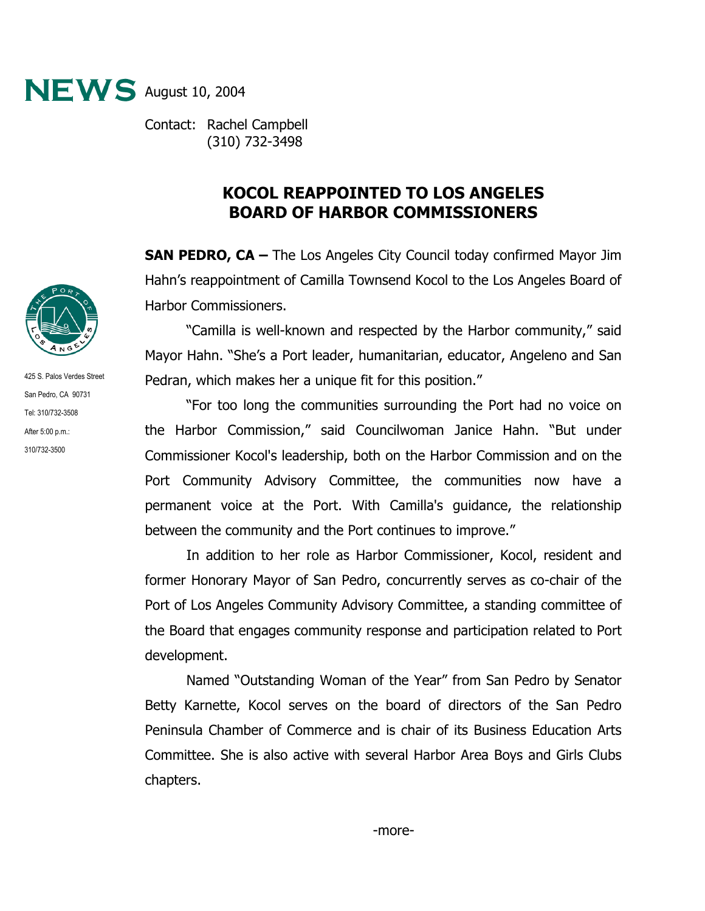**NEWS** August 10, 2004

Contact: Rachel Campbell
(310) 732-3498

425 S. Palos Verdes Street
San Pedro, CA 90731
Tel: 310/732-3508
After 5:00 p.m.:
310/732-3500

# KOCOL REAPPOINTED TO LOS ANGELES BOARD OF HARBOR COMMISSIONERS

**SAN PEDRO, CA –** The Los Angeles City Council today confirmed Mayor Jim Hahn's reappointment of Camilla Townsend Kocol to the Los Angeles Board of Harbor Commissioners.

"Camilla is well-known and respected by the Harbor community," said Mayor Hahn. "She's a Port leader, humanitarian, educator, Angeleno and San Pedran, which makes her a unique fit for this position."

"For too long the communities surrounding the Port had no voice on the Harbor Commission," said Councilwoman Janice Hahn. "But under Commissioner Kocol's leadership, both on the Harbor Commission and on the Port Community Advisory Committee, the communities now have a permanent voice at the Port. With Camilla's guidance, the relationship between the community and the Port continues to improve."

In addition to her role as Harbor Commissioner, Kocol, resident and former Honorary Mayor of San Pedro, concurrently serves as co-chair of the Port of Los Angeles Community Advisory Committee, a standing committee of the Board that engages community response and participation related to Port development.

Named "Outstanding Woman of the Year" from San Pedro by Senator Betty Karnette, Kocol serves on the board of directors of the San Pedro Peninsula Chamber of Commerce and is chair of its Business Education Arts Committee. She is also active with several Harbor Area Boys and Girls Clubs chapters.

-more-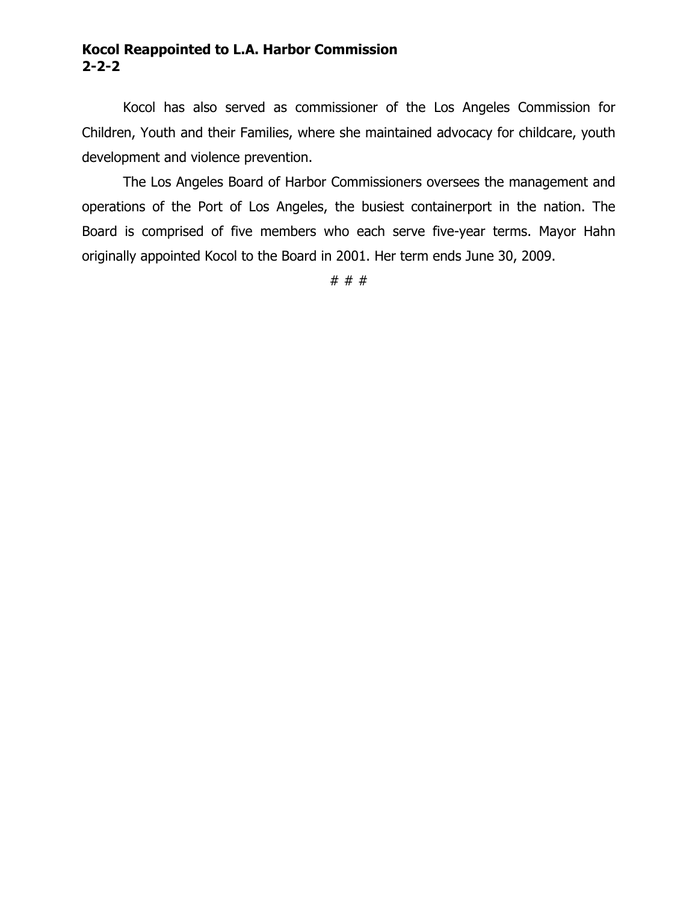Kocol has also served as commissioner of the Los Angeles Commission for Children, Youth and their Families, where she maintained advocacy for childcare, youth development and violence prevention.

The Los Angeles Board of Harbor Commissioners oversees the management and operations of the Port of Los Angeles, the busiest containerport in the nation. The Board is comprised of five members who each serve five-year terms. Mayor Hahn originally appointed Kocol to the Board in 2001. Her term ends June 30, 2009.

# # #